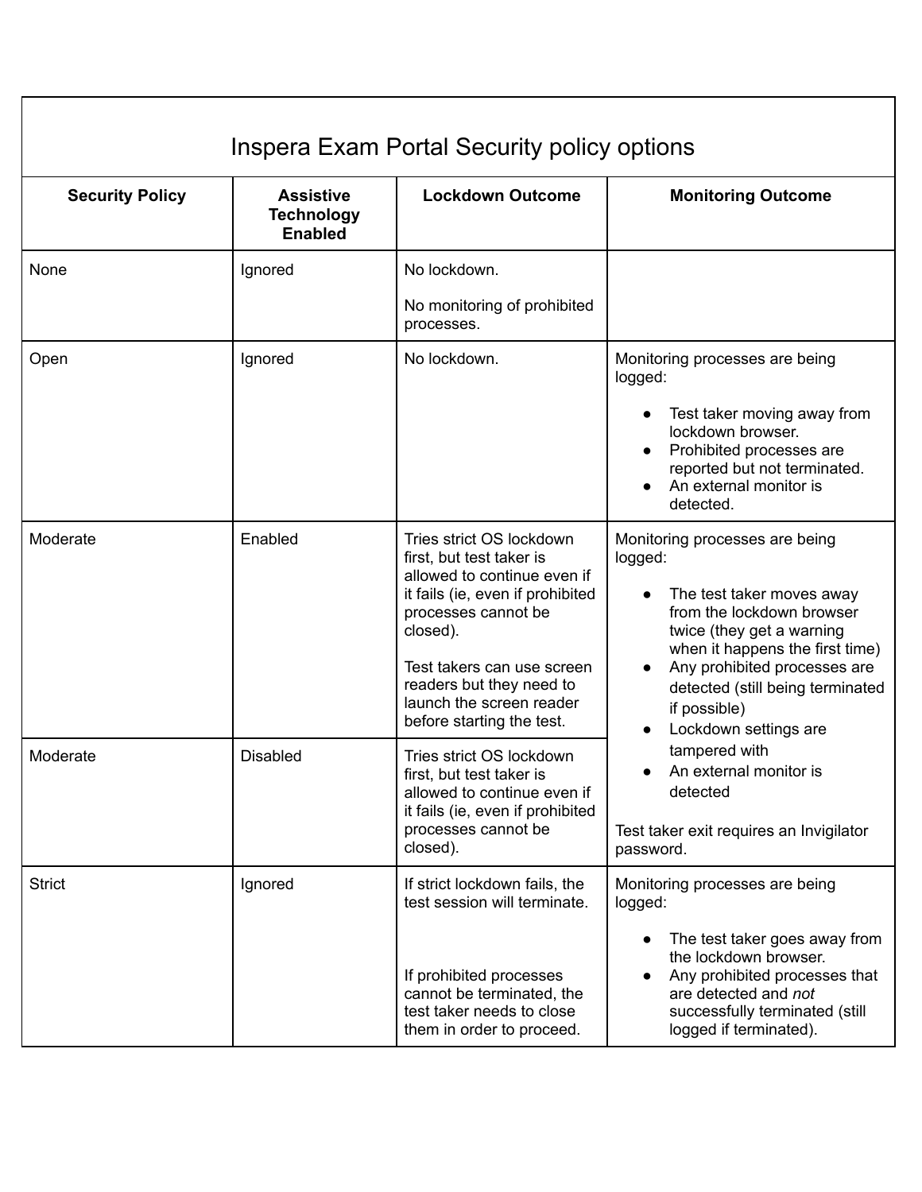| Inspera Exam Portal Security policy options | | | |
|---|---|---|---|
| **Security Policy** | **Assistive Technology Enabled** | **Lockdown Outcome** | **Monitoring Outcome** |
| None | Ignored | No lockdown.<br><br>No monitoring of prohibited processes. | |
| Open | Ignored | No lockdown. | Monitoring processes are being logged:<br><br>● Test taker moving away from lockdown browser.<br>● Prohibited processes are reported but not terminated.<br>● An external monitor is detected. |
| Moderate | Enabled | Tries strict OS lockdown first, but test taker is allowed to continue even if it fails (ie, even if prohibited processes cannot be closed).<br><br>Test takers can use screen readers but they need to launch the screen reader before starting the test. | Monitoring processes are being logged:<br><br>● The test taker moves away from the lockdown browser twice (they get a warning when it happens the first time)<br>● Any prohibited processes are detected (still being terminated if possible)<br>● Lockdown settings are tampered with<br>● An external monitor is detected<br><br>Test taker exit requires an Invigilator password. |
| Moderate | Disabled | Tries strict OS lockdown first, but test taker is allowed to continue even if it fails (ie, even if prohibited processes cannot be closed). | |
| Strict | Ignored | If strict lockdown fails, the test session will terminate.<br><br>If prohibited processes cannot be terminated, the test taker needs to close them in order to proceed. | Monitoring processes are being logged:<br><br>● The test taker goes away from the lockdown browser.<br>● Any prohibited processes that are detected and *not* successfully terminated (still logged if terminated). |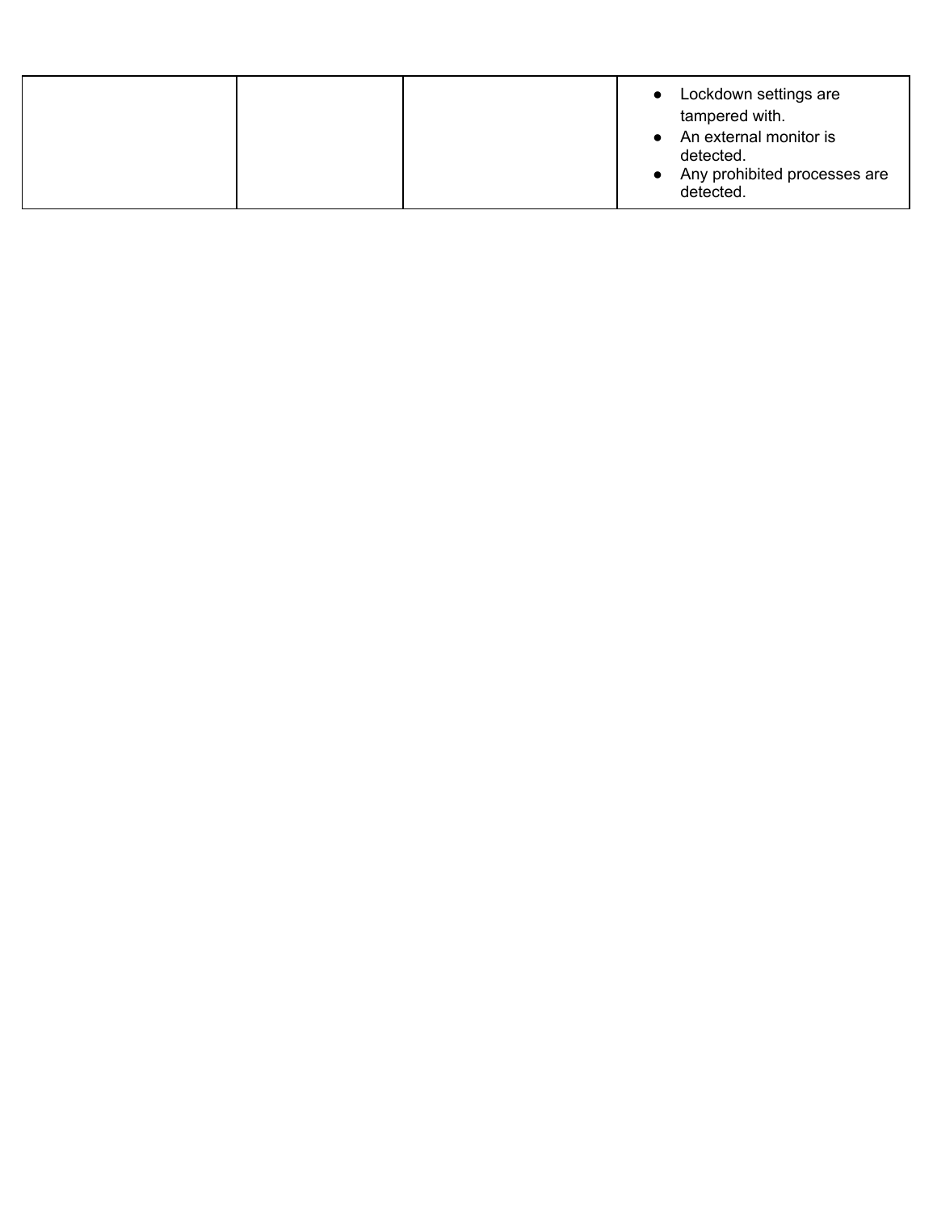| | | | |
|---|---|---|---|
| | | | ● Lockdown settings are tampered with.<br>● An external monitor is detected.<br>● Any prohibited processes are detected. |